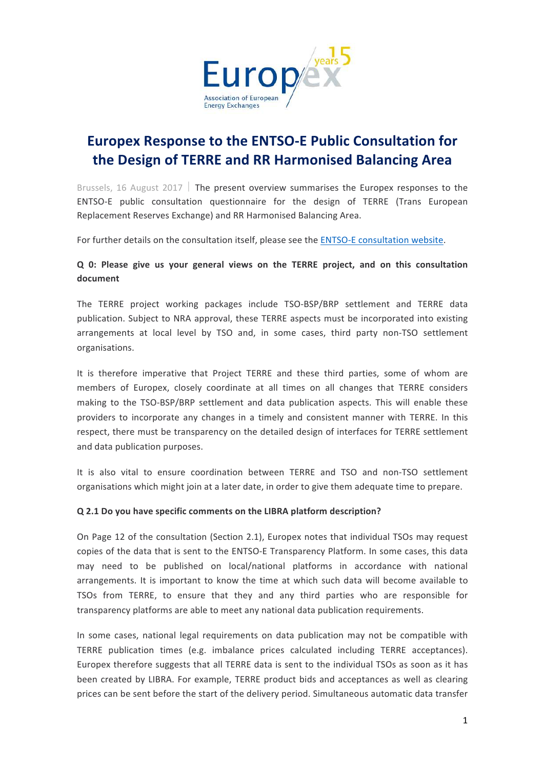# Europex Response to the ENTSO-E Public Consultation for the Design of TERRE and RR Harmonised Balancing Area

Brussels, 16 August 2017 | The present overview summarises the Europex responses to the ENTSO-E public consultation questionnaire for the design of TERRE (Trans European Replacement Reserves Exchange) and RR Harmonised Balancing Area.

For further details on the consultation itself, please see the ENTSO-E consultation website.

**Q 0: Please give us your general views on the TERRE project, and on this consultation document**

The TERRE project working packages include TSO-BSP/BRP settlement and TERRE data publication. Subject to NRA approval, these TERRE aspects must be incorporated into existing arrangements at local level by TSO and, in some cases, third party non-TSO settlement organisations.

It is therefore imperative that Project TERRE and these third parties, some of whom are members of Europex, closely coordinate at all times on all changes that TERRE considers making to the TSO-BSP/BRP settlement and data publication aspects. This will enable these providers to incorporate any changes in a timely and consistent manner with TERRE. In this respect, there must be transparency on the detailed design of interfaces for TERRE settlement and data publication purposes.

It is also vital to ensure coordination between TERRE and TSO and non-TSO settlement organisations which might join at a later date, in order to give them adequate time to prepare.

**Q 2.1 Do you have specific comments on the LIBRA platform description?**

On Page 12 of the consultation (Section 2.1), Europex notes that individual TSOs may request copies of the data that is sent to the ENTSO-E Transparency Platform. In some cases, this data may need to be published on local/national platforms in accordance with national arrangements. It is important to know the time at which such data will become available to TSOs from TERRE, to ensure that they and any third parties who are responsible for transparency platforms are able to meet any national data publication requirements.

In some cases, national legal requirements on data publication may not be compatible with TERRE publication times (e.g. imbalance prices calculated including TERRE acceptances). Europex therefore suggests that all TERRE data is sent to the individual TSOs as soon as it has been created by LIBRA. For example, TERRE product bids and acceptances as well as clearing prices can be sent before the start of the delivery period. Simultaneous automatic data transfer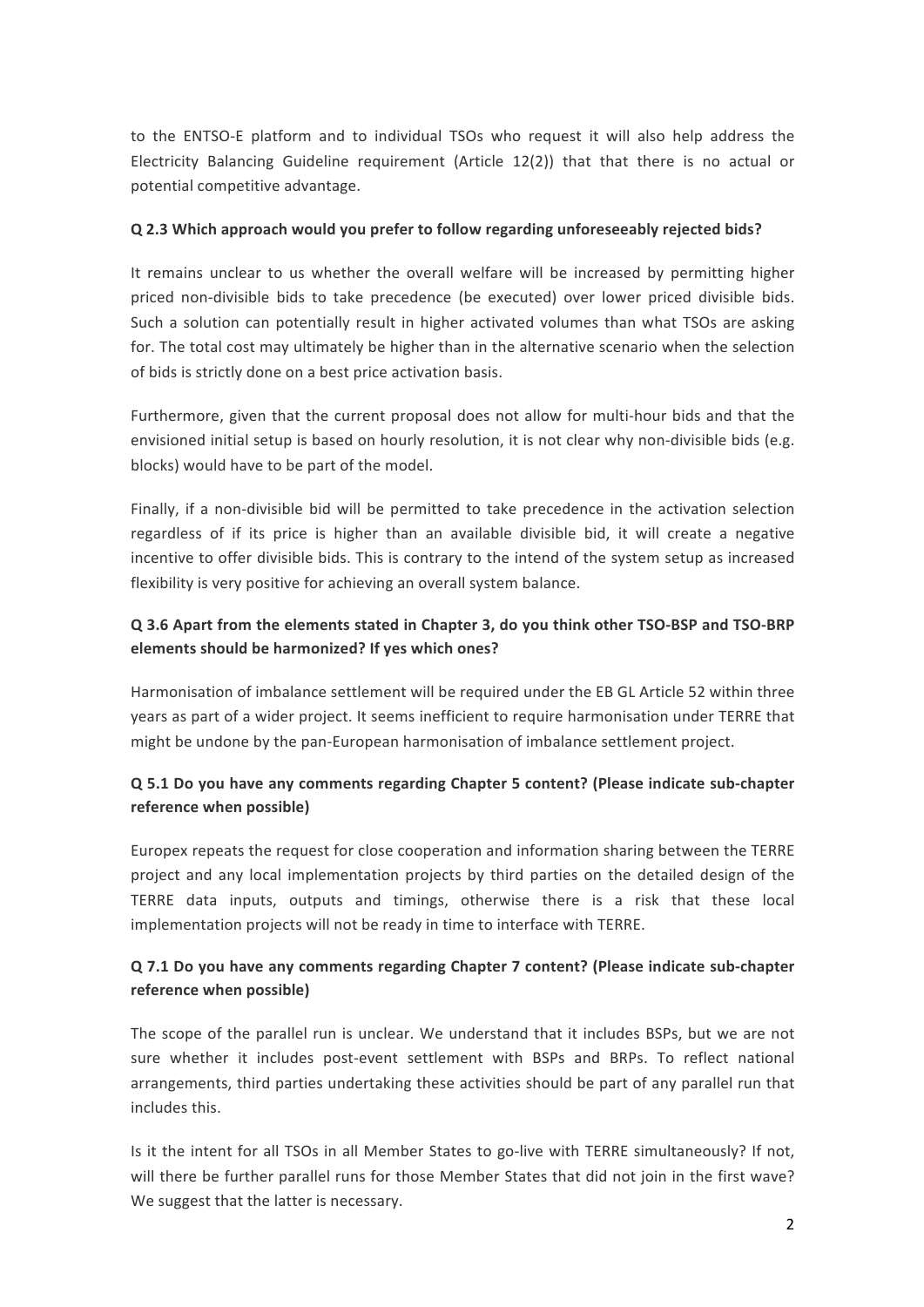to the ENTSO-E platform and to individual TSOs who request it will also help address the Electricity Balancing Guideline requirement (Article 12(2)) that that there is no actual or potential competitive advantage.

**Q 2.3 Which approach would you prefer to follow regarding unforeseeably rejected bids?**

It remains unclear to us whether the overall welfare will be increased by permitting higher priced non-divisible bids to take precedence (be executed) over lower priced divisible bids. Such a solution can potentially result in higher activated volumes than what TSOs are asking for. The total cost may ultimately be higher than in the alternative scenario when the selection of bids is strictly done on a best price activation basis.

Furthermore, given that the current proposal does not allow for multi-hour bids and that the envisioned initial setup is based on hourly resolution, it is not clear why non-divisible bids (e.g. blocks) would have to be part of the model.

Finally, if a non-divisible bid will be permitted to take precedence in the activation selection regardless of if its price is higher than an available divisible bid, it will create a negative incentive to offer divisible bids. This is contrary to the intend of the system setup as increased flexibility is very positive for achieving an overall system balance.

**Q 3.6 Apart from the elements stated in Chapter 3, do you think other TSO-BSP and TSO-BRP elements should be harmonized? If yes which ones?**

Harmonisation of imbalance settlement will be required under the EB GL Article 52 within three years as part of a wider project. It seems inefficient to require harmonisation under TERRE that might be undone by the pan-European harmonisation of imbalance settlement project.

**Q 5.1 Do you have any comments regarding Chapter 5 content? (Please indicate sub-chapter reference when possible)**

Europex repeats the request for close cooperation and information sharing between the TERRE project and any local implementation projects by third parties on the detailed design of the TERRE data inputs, outputs and timings, otherwise there is a risk that these local implementation projects will not be ready in time to interface with TERRE.

**Q 7.1 Do you have any comments regarding Chapter 7 content? (Please indicate sub-chapter reference when possible)**

The scope of the parallel run is unclear. We understand that it includes BSPs, but we are not sure whether it includes post-event settlement with BSPs and BRPs. To reflect national arrangements, third parties undertaking these activities should be part of any parallel run that includes this.

Is it the intent for all TSOs in all Member States to go-live with TERRE simultaneously? If not, will there be further parallel runs for those Member States that did not join in the first wave? We suggest that the latter is necessary.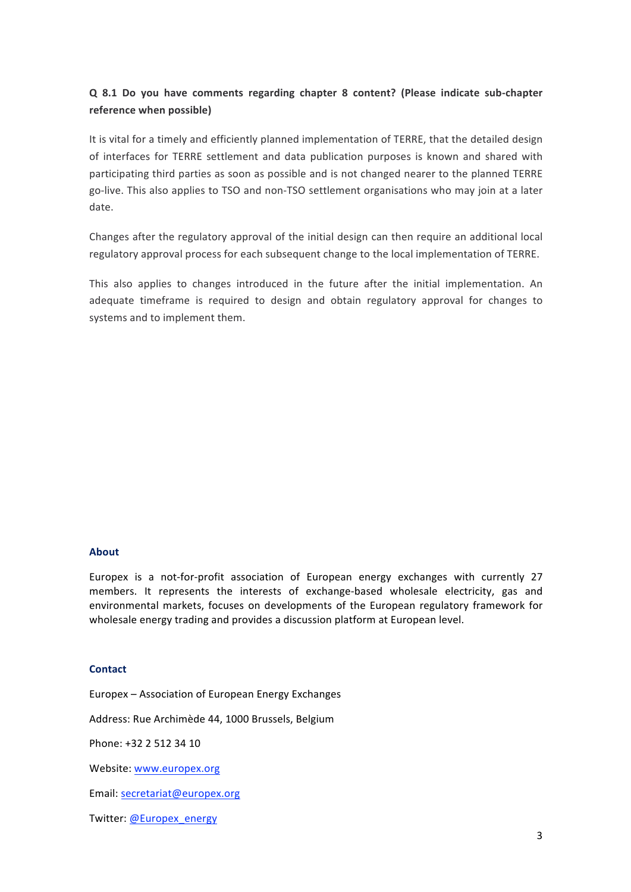**Q 8.1 Do you have comments regarding chapter 8 content? (Please indicate sub-chapter reference when possible)**

It is vital for a timely and efficiently planned implementation of TERRE, that the detailed design of interfaces for TERRE settlement and data publication purposes is known and shared with participating third parties as soon as possible and is not changed nearer to the planned TERRE go-live. This also applies to TSO and non-TSO settlement organisations who may join at a later date.

Changes after the regulatory approval of the initial design can then require an additional local regulatory approval process for each subsequent change to the local implementation of TERRE.

This also applies to changes introduced in the future after the initial implementation. An adequate timeframe is required to design and obtain regulatory approval for changes to systems and to implement them.

## About

Europex is a not-for-profit association of European energy exchanges with currently 27 members. It represents the interests of exchange-based wholesale electricity, gas and environmental markets, focuses on developments of the European regulatory framework for wholesale energy trading and provides a discussion platform at European level.

## Contact

Europex – Association of European Energy Exchanges

Address: Rue Archimède 44, 1000 Brussels, Belgium

Phone: +32 2 512 34 10

Website: [www.europex.org](http://www.europex.org)

Email: [secretariat@europex.org](mailto:secretariat@europex.org)

Twitter: [@Europex_energy](https://twitter.com/Europex_energy)